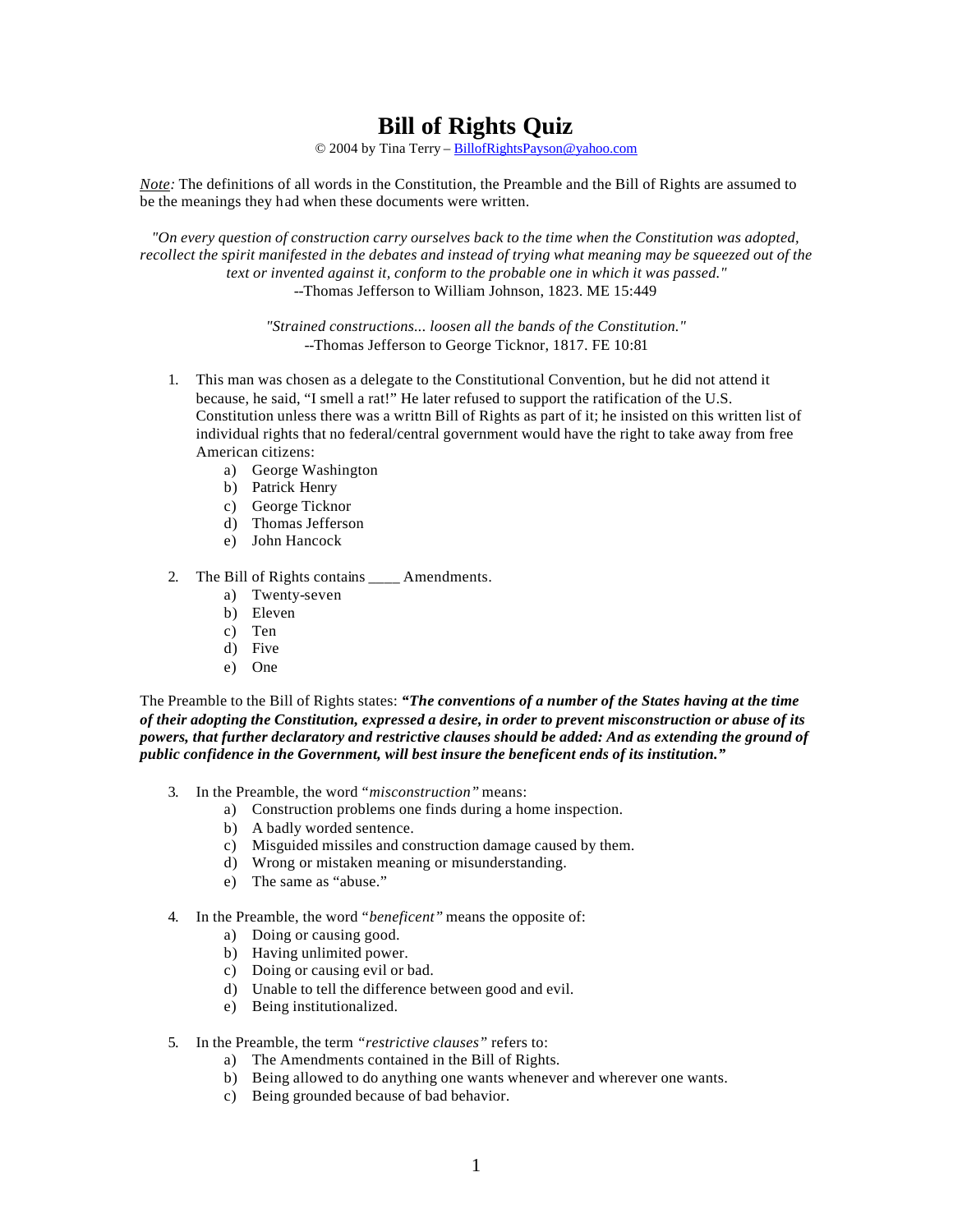# Bill of Rights Quiz

© 2004 by Tina Terry – BillofRightsPayson@yahoo.com

*Note:* The definitions of all words in the Constitution, the Preamble and the Bill of Rights are assumed to be the meanings they had when these documents were written.

*"On every question of construction carry ourselves back to the time when the Constitution was adopted, recollect the spirit manifested in the debates and instead of trying what meaning may be squeezed out of the text or invented against it, conform to the probable one in which it was passed."*
--Thomas Jefferson to William Johnson, 1823. ME 15:449

*"Strained constructions... loosen all the bands of the Constitution."*
--Thomas Jefferson to George Ticknor, 1817. FE 10:81

1. This man was chosen as a delegate to the Constitutional Convention, but he did not attend it because, he said, "I smell a rat!" He later refused to support the ratification of the U.S. Constitution unless there was a writtn Bill of Rights as part of it; he insisted on this written list of individual rights that no federal/central government would have the right to take away from free American citizens:
   a) George Washington
   b) Patrick Henry
   c) George Ticknor
   d) Thomas Jefferson
   e) John Hancock

2. The Bill of Rights contains ____ Amendments.
   a) Twenty-seven
   b) Eleven
   c) Ten
   d) Five
   e) One

The Preamble to the Bill of Rights states: ***"The conventions of a number of the States having at the time of their adopting the Constitution, expressed a desire, in order to prevent misconstruction or abuse of its powers, that further declaratory and restrictive clauses should be added: And as extending the ground of public confidence in the Government, will best insure the beneficent ends of its institution."***

3. In the Preamble, the word "*misconstruction*" means:
   a) Construction problems one finds during a home inspection.
   b) A badly worded sentence.
   c) Misguided missiles and construction damage caused by them.
   d) Wrong or mistaken meaning or misunderstanding.
   e) The same as "abuse."

4. In the Preamble, the word "*beneficent*" means the opposite of:
   a) Doing or causing good.
   b) Having unlimited power.
   c) Doing or causing evil or bad.
   d) Unable to tell the difference between good and evil.
   e) Being institutionalized.

5. In the Preamble, the term *"restrictive clauses"* refers to:
   a) The Amendments contained in the Bill of Rights.
   b) Being allowed to do anything one wants whenever and wherever one wants.
   c) Being grounded because of bad behavior.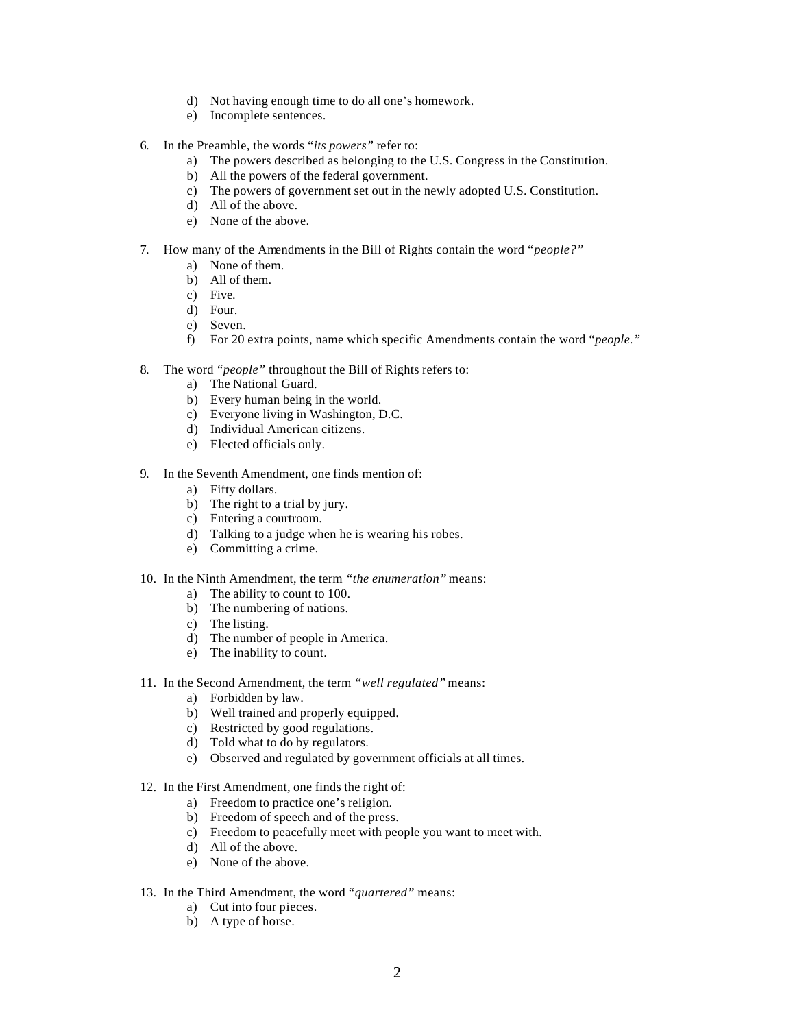d) Not having enough time to do all one's homework.
   e) Incomplete sentences.

6. In the Preamble, the words "*its powers*" refer to:
   a) The powers described as belonging to the U.S. Congress in the Constitution.
   b) All the powers of the federal government.
   c) The powers of government set out in the newly adopted U.S. Constitution.
   d) All of the above.
   e) None of the above.

7. How many of the Amendments in the Bill of Rights contain the word "*people?*"
   a) None of them.
   b) All of them.
   c) Five.
   d) Four.
   e) Seven.
   f) For 20 extra points, name which specific Amendments contain the word "*people.*"

8. The word "*people*" throughout the Bill of Rights refers to:
   a) The National Guard.
   b) Every human being in the world.
   c) Everyone living in Washington, D.C.
   d) Individual American citizens.
   e) Elected officials only.

9. In the Seventh Amendment, one finds mention of:
   a) Fifty dollars.
   b) The right to a trial by jury.
   c) Entering a courtroom.
   d) Talking to a judge when he is wearing his robes.
   e) Committing a crime.

10. In the Ninth Amendment, the term "*the enumeration*" means:
    a) The ability to count to 100.
    b) The numbering of nations.
    c) The listing.
    d) The number of people in America.
    e) The inability to count.

11. In the Second Amendment, the term "*well regulated*" means:
    a) Forbidden by law.
    b) Well trained and properly equipped.
    c) Restricted by good regulations.
    d) Told what to do by regulators.
    e) Observed and regulated by government officials at all times.

12. In the First Amendment, one finds the right of:
    a) Freedom to practice one's religion.
    b) Freedom of speech and of the press.
    c) Freedom to peacefully meet with people you want to meet with.
    d) All of the above.
    e) None of the above.

13. In the Third Amendment, the word "*quartered*" means:
    a) Cut into four pieces.
    b) A type of horse.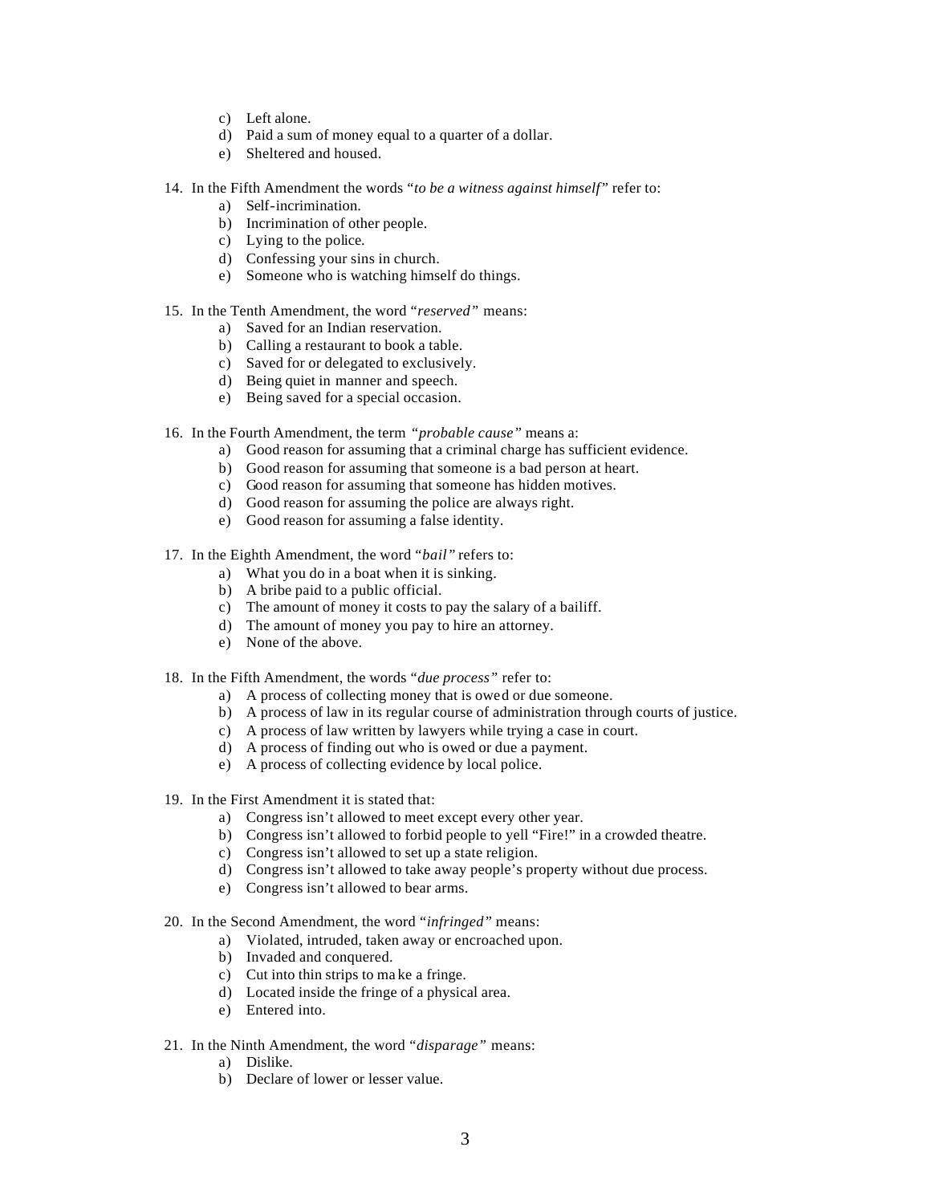c) Left alone.
d) Paid a sum of money equal to a quarter of a dollar.
e) Sheltered and housed.

14. In the Fifth Amendment the words "*to be a witness against himself*" refer to:
    a) Self-incrimination.
    b) Incrimination of other people.
    c) Lying to the police.
    d) Confessing your sins in church.
    e) Someone who is watching himself do things.

15. In the Tenth Amendment, the word "*reserved*" means:
    a) Saved for an Indian reservation.
    b) Calling a restaurant to book a table.
    c) Saved for or delegated to exclusively.
    d) Being quiet in manner and speech.
    e) Being saved for a special occasion.

16. In the Fourth Amendment, the term "*probable cause*" means a:
    a) Good reason for assuming that a criminal charge has sufficient evidence.
    b) Good reason for assuming that someone is a bad person at heart.
    c) Good reason for assuming that someone has hidden motives.
    d) Good reason for assuming the police are always right.
    e) Good reason for assuming a false identity.

17. In the Eighth Amendment, the word "*bail*" refers to:
    a) What you do in a boat when it is sinking.
    b) A bribe paid to a public official.
    c) The amount of money it costs to pay the salary of a bailiff.
    d) The amount of money you pay to hire an attorney.
    e) None of the above.

18. In the Fifth Amendment, the words "*due process*" refer to:
    a) A process of collecting money that is owed or due someone.
    b) A process of law in its regular course of administration through courts of justice.
    c) A process of law written by lawyers while trying a case in court.
    d) A process of finding out who is owed or due a payment.
    e) A process of collecting evidence by local police.

19. In the First Amendment it is stated that:
    a) Congress isn't allowed to meet except every other year.
    b) Congress isn't allowed to forbid people to yell "Fire!" in a crowded theatre.
    c) Congress isn't allowed to set up a state religion.
    d) Congress isn't allowed to take away people's property without due process.
    e) Congress isn't allowed to bear arms.

20. In the Second Amendment, the word "*infringed*" means:
    a) Violated, intruded, taken away or encroached upon.
    b) Invaded and conquered.
    c) Cut into thin strips to make a fringe.
    d) Located inside the fringe of a physical area.
    e) Entered into.

21. In the Ninth Amendment, the word "*disparage*" means:
    a) Dislike.
    b) Declare of lower or lesser value.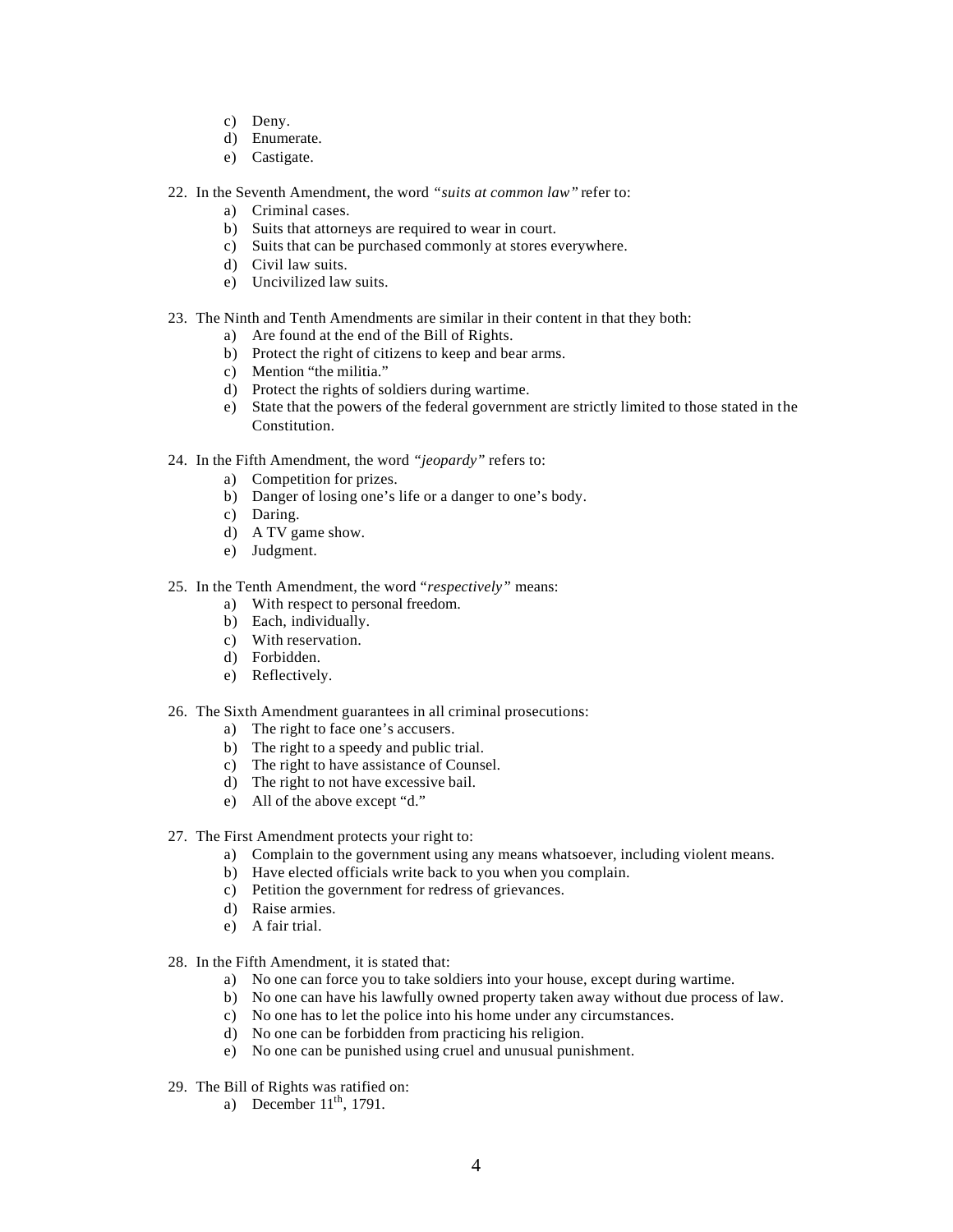c) Deny.
d) Enumerate.
e) Castigate.

22. In the Seventh Amendment, the word *"suits at common law"* refer to:
    a) Criminal cases.
    b) Suits that attorneys are required to wear in court.
    c) Suits that can be purchased commonly at stores everywhere.
    d) Civil law suits.
    e) Uncivilized law suits.

23. The Ninth and Tenth Amendments are similar in their content in that they both:
    a) Are found at the end of the Bill of Rights.
    b) Protect the right of citizens to keep and bear arms.
    c) Mention "the militia."
    d) Protect the rights of soldiers during wartime.
    e) State that the powers of the federal government are strictly limited to those stated in the Constitution.

24. In the Fifth Amendment, the word *"jeopardy"* refers to:
    a) Competition for prizes.
    b) Danger of losing one's life or a danger to one's body.
    c) Daring.
    d) A TV game show.
    e) Judgment.

25. In the Tenth Amendment, the word *"respectively"* means:
    a) With respect to personal freedom.
    b) Each, individually.
    c) With reservation.
    d) Forbidden.
    e) Reflectively.

26. The Sixth Amendment guarantees in all criminal prosecutions:
    a) The right to face one's accusers.
    b) The right to a speedy and public trial.
    c) The right to have assistance of Counsel.
    d) The right to not have excessive bail.
    e) All of the above except "d."

27. The First Amendment protects your right to:
    a) Complain to the government using any means whatsoever, including violent means.
    b) Have elected officials write back to you when you complain.
    c) Petition the government for redress of grievances.
    d) Raise armies.
    e) A fair trial.

28. In the Fifth Amendment, it is stated that:
    a) No one can force you to take soldiers into your house, except during wartime.
    b) No one can have his lawfully owned property taken away without due process of law.
    c) No one has to let the police into his home under any circumstances.
    d) No one can be forbidden from practicing his religion.
    e) No one can be punished using cruel and unusual punishment.

29. The Bill of Rights was ratified on:
    a) December 11th, 1791.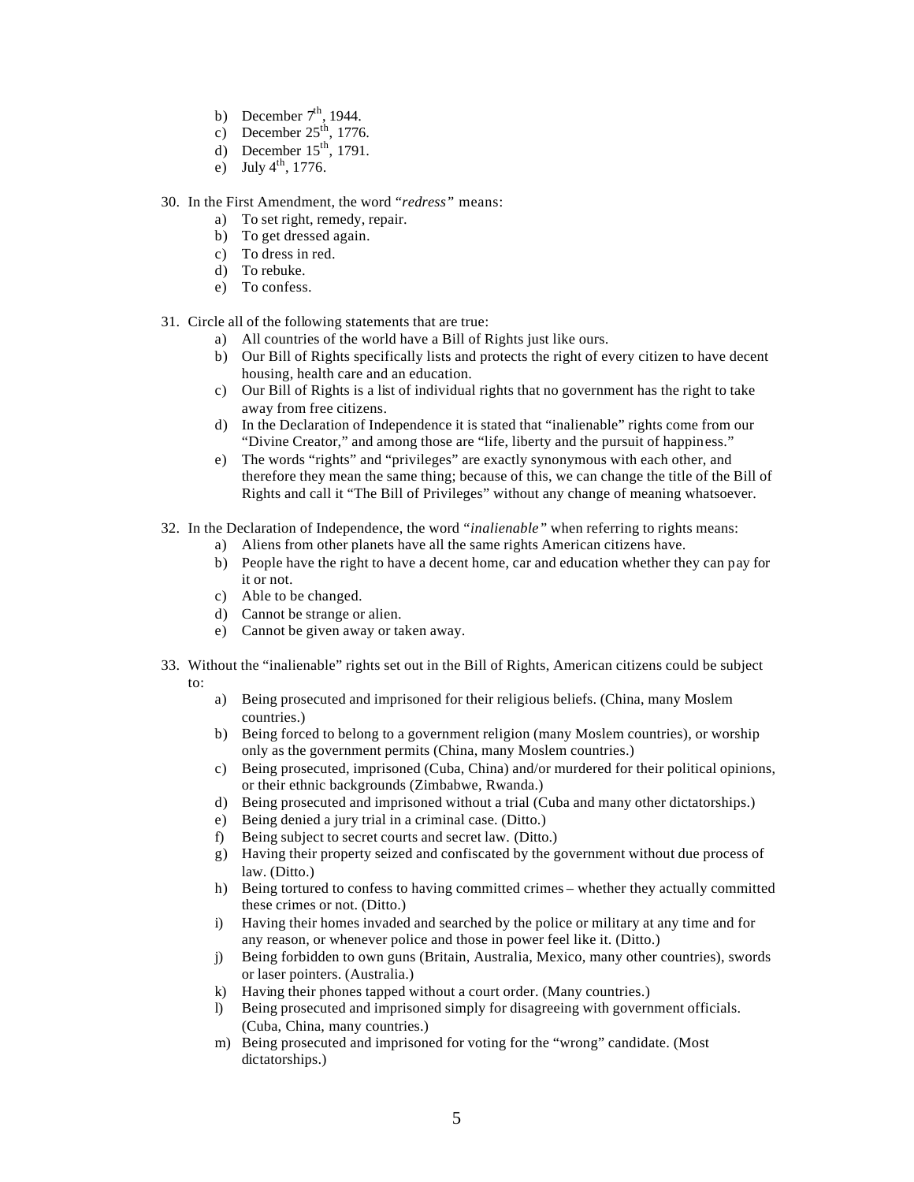b) December 7th, 1944.
c) December 25th, 1776.
d) December 15th, 1791.
e) July 4th, 1776.

30. In the First Amendment, the word "*redress*" means:
    a) To set right, remedy, repair.
    b) To get dressed again.
    c) To dress in red.
    d) To rebuke.
    e) To confess.

31. Circle all of the following statements that are true:
    a) All countries of the world have a Bill of Rights just like ours.
    b) Our Bill of Rights specifically lists and protects the right of every citizen to have decent housing, health care and an education.
    c) Our Bill of Rights is a list of individual rights that no government has the right to take away from free citizens.
    d) In the Declaration of Independence it is stated that "inalienable" rights come from our "Divine Creator," and among those are "life, liberty and the pursuit of happiness."
    e) The words "rights" and "privileges" are exactly synonymous with each other, and therefore they mean the same thing; because of this, we can change the title of the Bill of Rights and call it "The Bill of Privileges" without any change of meaning whatsoever.

32. In the Declaration of Independence, the word "*inalienable*" when referring to rights means:
    a) Aliens from other planets have all the same rights American citizens have.
    b) People have the right to have a decent home, car and education whether they can pay for it or not.
    c) Able to be changed.
    d) Cannot be strange or alien.
    e) Cannot be given away or taken away.

33. Without the "inalienable" rights set out in the Bill of Rights, American citizens could be subject to:
    a) Being prosecuted and imprisoned for their religious beliefs. (China, many Moslem countries.)
    b) Being forced to belong to a government religion (many Moslem countries), or worship only as the government permits (China, many Moslem countries.)
    c) Being prosecuted, imprisoned (Cuba, China) and/or murdered for their political opinions, or their ethnic backgrounds (Zimbabwe, Rwanda.)
    d) Being prosecuted and imprisoned without a trial (Cuba and many other dictatorships.)
    e) Being denied a jury trial in a criminal case. (Ditto.)
    f) Being subject to secret courts and secret law. (Ditto.)
    g) Having their property seized and confiscated by the government without due process of law. (Ditto.)
    h) Being tortured to confess to having committed crimes – whether they actually committed these crimes or not. (Ditto.)
    i) Having their homes invaded and searched by the police or military at any time and for any reason, or whenever police and those in power feel like it. (Ditto.)
    j) Being forbidden to own guns (Britain, Australia, Mexico, many other countries), swords or laser pointers. (Australia.)
    k) Having their phones tapped without a court order. (Many countries.)
    l) Being prosecuted and imprisoned simply for disagreeing with government officials. (Cuba, China, many countries.)
    m) Being prosecuted and imprisoned for voting for the "wrong" candidate. (Most dictatorships.)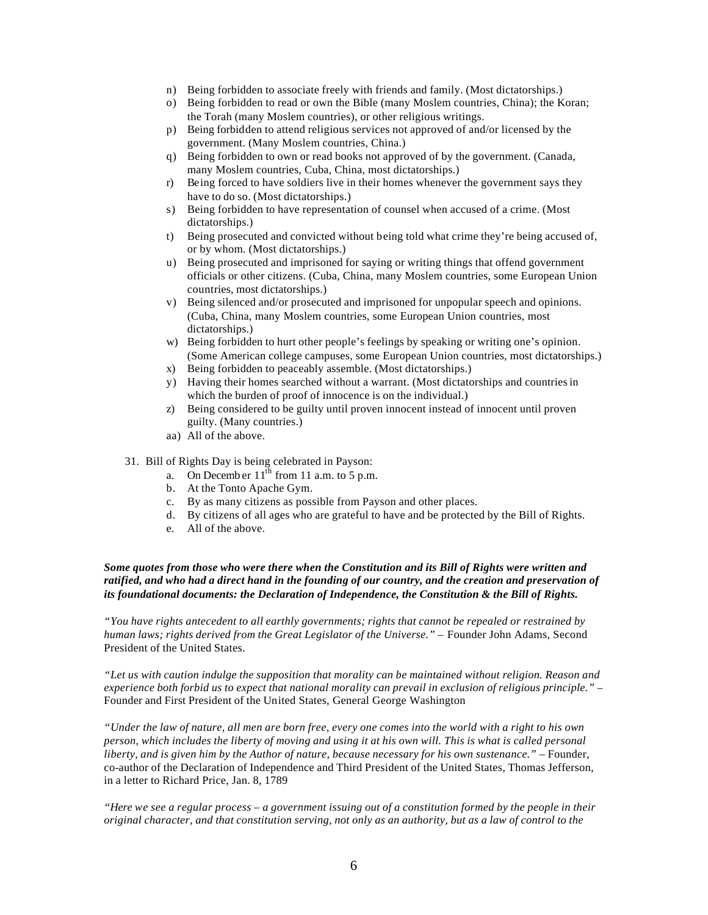n) Being forbidden to associate freely with friends and family. (Most dictatorships.)
o) Being forbidden to read or own the Bible (many Moslem countries, China); the Koran; the Torah (many Moslem countries), or other religious writings.
p) Being forbidden to attend religious services not approved of and/or licensed by the government. (Many Moslem countries, China.)
q) Being forbidden to own or read books not approved of by the government. (Canada, many Moslem countries, Cuba, China, most dictatorships.)
r) Being forced to have soldiers live in their homes whenever the government says they have to do so. (Most dictatorships.)
s) Being forbidden to have representation of counsel when accused of a crime. (Most dictatorships.)
t) Being prosecuted and convicted without being told what crime they're being accused of, or by whom. (Most dictatorships.)
u) Being prosecuted and imprisoned for saying or writing things that offend government officials or other citizens. (Cuba, China, many Moslem countries, some European Union countries, most dictatorships.)
v) Being silenced and/or prosecuted and imprisoned for unpopular speech and opinions. (Cuba, China, many Moslem countries, some European Union countries, most dictatorships.)
w) Being forbidden to hurt other people's feelings by speaking or writing one's opinion. (Some American college campuses, some European Union countries, most dictatorships.)
x) Being forbidden to peaceably assemble. (Most dictatorships.)
y) Having their homes searched without a warrant. (Most dictatorships and countries in which the burden of proof of innocence is on the individual.)
z) Being considered to be guilty until proven innocent instead of innocent until proven guilty. (Many countries.)
aa) All of the above.

31. Bill of Rights Day is being celebrated in Payson:
   a. On December 11th from 11 a.m. to 5 p.m.
   b. At the Tonto Apache Gym.
   c. By as many citizens as possible from Payson and other places.
   d. By citizens of all ages who are grateful to have and be protected by the Bill of Rights.
   e. All of the above.

***Some quotes from those who were there when the Constitution and its Bill of Rights were written and ratified, and who had a direct hand in the founding of our country, and the creation and preservation of its foundational documents: the Declaration of Independence, the Constitution & the Bill of Rights.***

*"You have rights antecedent to all earthly governments; rights that cannot be repealed or restrained by human laws; rights derived from the Great Legislator of the Universe."* – Founder John Adams, Second President of the United States.

*"Let us with caution indulge the supposition that morality can be maintained without religion. Reason and experience both forbid us to expect that national morality can prevail in exclusion of religious principle."* – Founder and First President of the United States, General George Washington

*"Under the law of nature, all men are born free, every one comes into the world with a right to his own person, which includes the liberty of moving and using it at his own will. This is what is called personal liberty, and is given him by the Author of nature, because necessary for his own sustenance."* – Founder, co-author of the Declaration of Independence and Third President of the United States, Thomas Jefferson, in a letter to Richard Price, Jan. 8, 1789

*"Here we see a regular process – a government issuing out of a constitution formed by the people in their original character, and that constitution serving, not only as an authority, but as a law of control to the*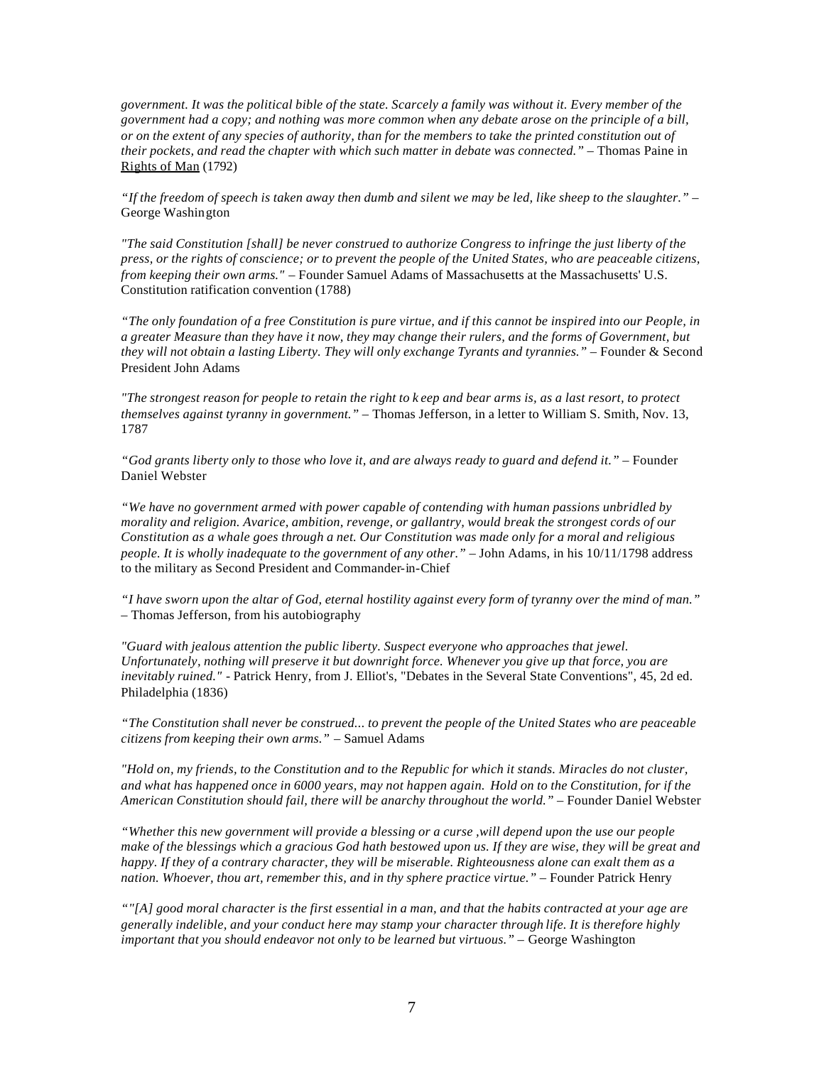*government. It was the political bible of the state. Scarcely a family was without it. Every member of the government had a copy; and nothing was more common when any debate arose on the principle of a bill, or on the extent of any species of authority, than for the members to take the printed constitution out of their pockets, and read the chapter with which such matter in debate was connected."* – Thomas Paine in Rights of Man (1792)

*"If the freedom of speech is taken away then dumb and silent we may be led, like sheep to the slaughter."* – George Washington

*"The said Constitution [shall] be never construed to authorize Congress to infringe the just liberty of the press, or the rights of conscience; or to prevent the people of the United States, who are peaceable citizens, from keeping their own arms."* – Founder Samuel Adams of Massachusetts at the Massachusetts' U.S. Constitution ratification convention (1788)

*"The only foundation of a free Constitution is pure virtue, and if this cannot be inspired into our People, in a greater Measure than they have it now, they may change their rulers, and the forms of Government, but they will not obtain a lasting Liberty. They will only exchange Tyrants and tyrannies."* – Founder & Second President John Adams

*"The strongest reason for people to retain the right to keep and bear arms is, as a last resort, to protect themselves against tyranny in government."* – Thomas Jefferson, in a letter to William S. Smith, Nov. 13, 1787

*"God grants liberty only to those who love it, and are always ready to guard and defend it."* – Founder Daniel Webster

*"We have no government armed with power capable of contending with human passions unbridled by morality and religion. Avarice, ambition, revenge, or gallantry, would break the strongest cords of our Constitution as a whale goes through a net. Our Constitution was made only for a moral and religious people. It is wholly inadequate to the government of any other."* – John Adams, in his 10/11/1798 address to the military as Second President and Commander-in-Chief

*"I have sworn upon the altar of God, eternal hostility against every form of tyranny over the mind of man."* – Thomas Jefferson, from his autobiography

*"Guard with jealous attention the public liberty. Suspect everyone who approaches that jewel. Unfortunately, nothing will preserve it but downright force. Whenever you give up that force, you are inevitably ruined."* - Patrick Henry, from J. Elliot's, "Debates in the Several State Conventions", 45, 2d ed. Philadelphia (1836)

*"The Constitution shall never be construed... to prevent the people of the United States who are peaceable citizens from keeping their own arms."* – Samuel Adams

*"Hold on, my friends, to the Constitution and to the Republic for which it stands. Miracles do not cluster, and what has happened once in 6000 years, may not happen again. Hold on to the Constitution, for if the American Constitution should fail, there will be anarchy throughout the world."* – Founder Daniel Webster

*"Whether this new government will provide a blessing or a curse ,will depend upon the use our people make of the blessings which a gracious God hath bestowed upon us. If they are wise, they will be great and happy. If they of a contrary character, they will be miserable. Righteousness alone can exalt them as a nation. Whoever, thou art, remember this, and in thy sphere practice virtue."* – Founder Patrick Henry

*""[A] good moral character is the first essential in a man, and that the habits contracted at your age are generally indelible, and your conduct here may stamp your character through life. It is therefore highly important that you should endeavor not only to be learned but virtuous."* – George Washington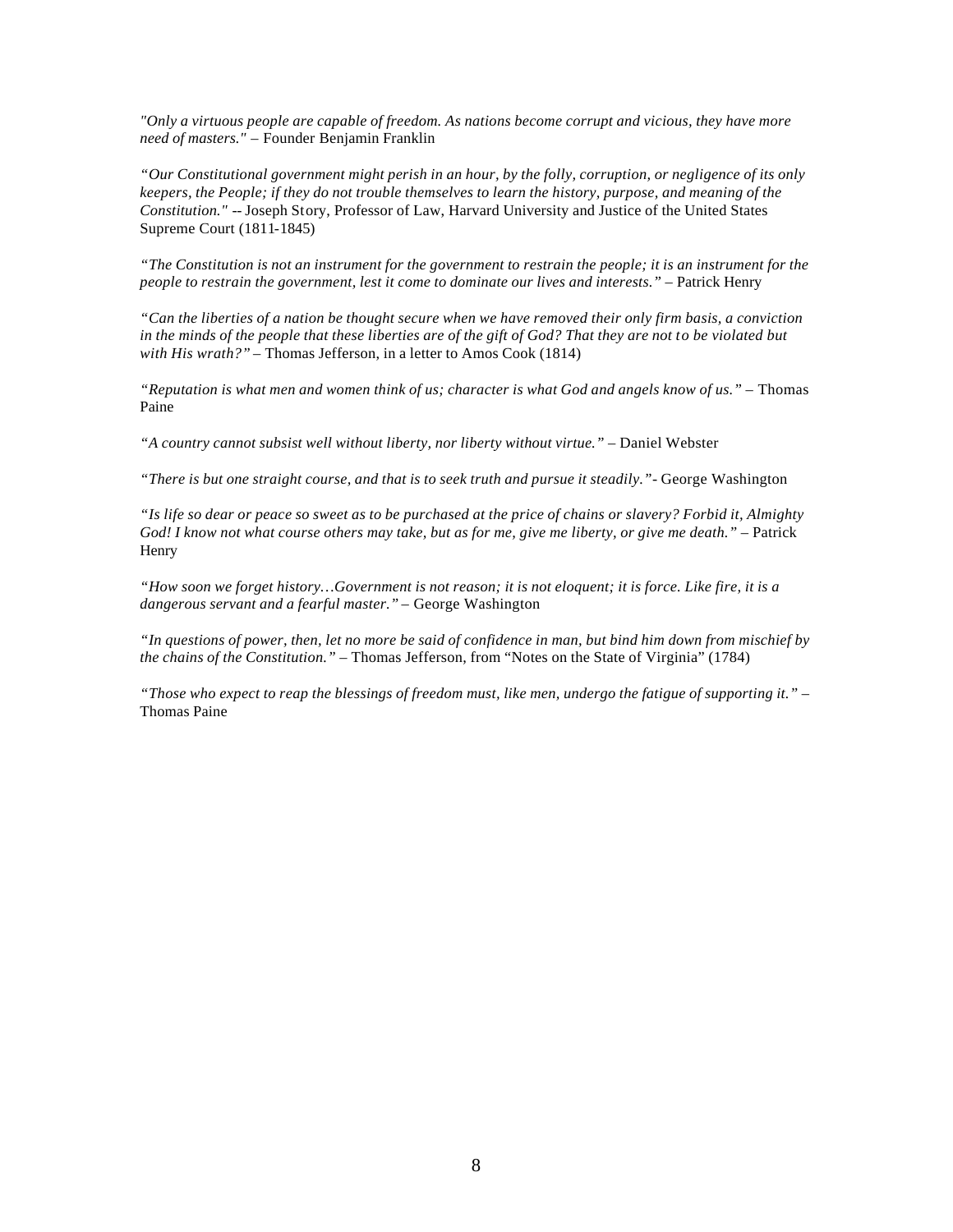*"Only a virtuous people are capable of freedom. As nations become corrupt and vicious, they have more need of masters."* – Founder Benjamin Franklin

*"Our Constitutional government might perish in an hour, by the folly, corruption, or negligence of its only keepers, the People; if they do not trouble themselves to learn the history, purpose, and meaning of the Constitution."* -- Joseph Story, Professor of Law, Harvard University and Justice of the United States Supreme Court (1811-1845)

*"The Constitution is not an instrument for the government to restrain the people; it is an instrument for the people to restrain the government, lest it come to dominate our lives and interests."* – Patrick Henry

*"Can the liberties of a nation be thought secure when we have removed their only firm basis, a conviction in the minds of the people that these liberties are of the gift of God? That they are not to be violated but with His wrath?"* – Thomas Jefferson, in a letter to Amos Cook (1814)

*"Reputation is what men and women think of us; character is what God and angels know of us."* – Thomas Paine

*"A country cannot subsist well without liberty, nor liberty without virtue."* – Daniel Webster

*"There is but one straight course, and that is to seek truth and pursue it steadily."*- George Washington

*"Is life so dear or peace so sweet as to be purchased at the price of chains or slavery? Forbid it, Almighty God! I know not what course others may take, but as for me, give me liberty, or give me death."* – Patrick Henry

*"How soon we forget history…Government is not reason; it is not eloquent; it is force. Like fire, it is a dangerous servant and a fearful master."* – George Washington

*"In questions of power, then, let no more be said of confidence in man, but bind him down from mischief by the chains of the Constitution."* – Thomas Jefferson, from "Notes on the State of Virginia" (1784)

*"Those who expect to reap the blessings of freedom must, like men, undergo the fatigue of supporting it."* – Thomas Paine